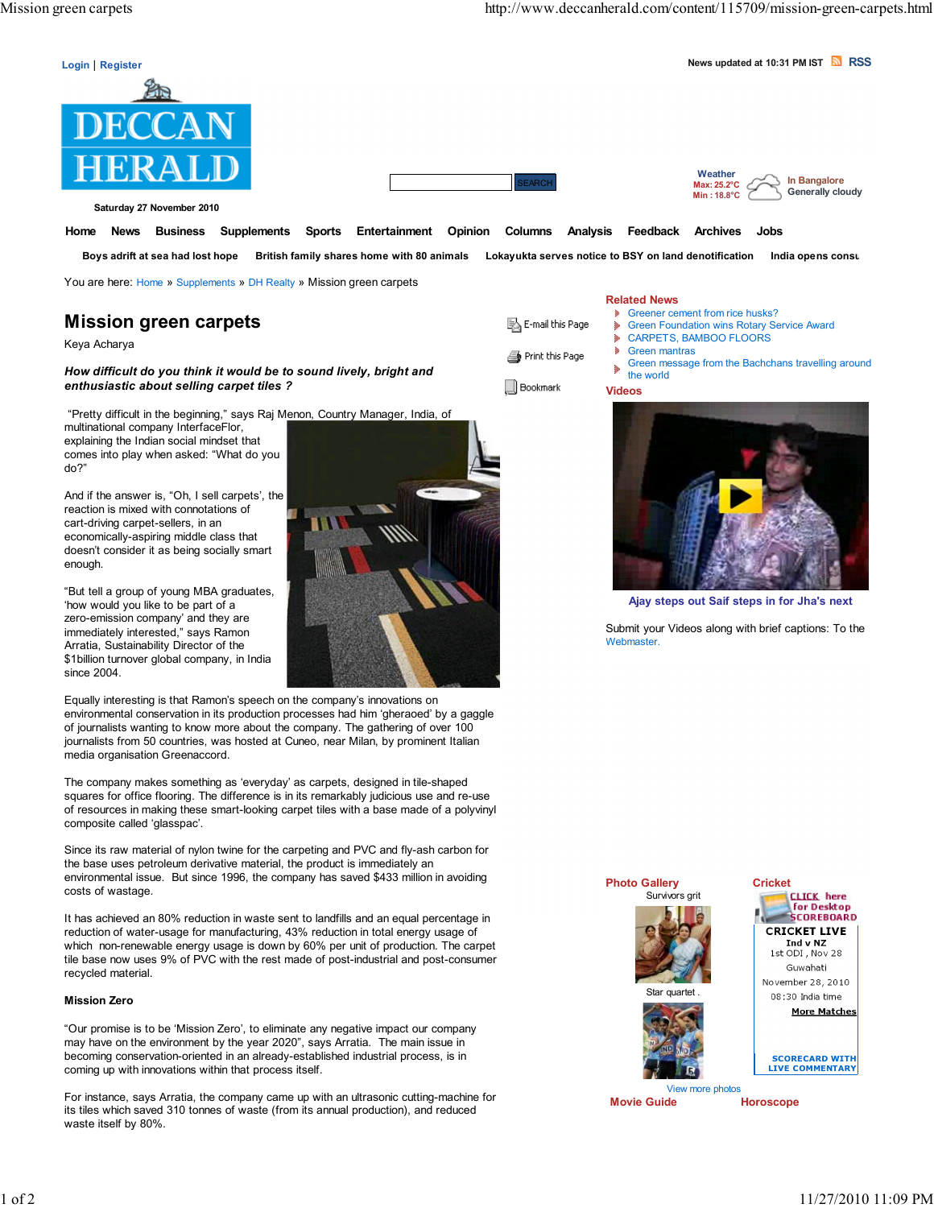# Mission green carpets

Keya Acharya

***How difficult do you think it would be to sound lively, bright and enthusiastic about selling carpet tiles ?***

"Pretty difficult in the beginning," says Raj Menon, Country Manager, India, of multinational company InterfaceFlor, explaining the Indian social mindset that comes into play when asked: "What do you do?"

And if the answer is, "Oh, I sell carpets', the reaction is mixed with connotations of cart-driving carpet-sellers, in an economically-aspiring middle class that doesn't consider it as being socially smart enough.

"But tell a group of young MBA graduates, 'how would you like to be part of a zero-emission company' and they are immediately interested," says Ramon Arratia, Sustainability Director of the $1billion turnover global company, in India since 2004.

Equally interesting is that Ramon's speech on the company's innovations on environmental conservation in its production processes had him 'gheraoed' by a gaggle of journalists wanting to know more about the company. The gathering of over 100 journalists from 50 countries, was hosted at Cuneo, near Milan, by prominent Italian media organisation Greenaccord.

The company makes something as 'everyday' as carpets, designed in tile-shaped squares for office flooring. The difference is in its remarkably judicious use and re-use of resources in making these smart-looking carpet tiles with a base made of a polyvinyl composite called 'glasspac'.

Since its raw material of nylon twine for the carpeting and PVC and fly-ash carbon for the base uses petroleum derivative material, the product is immediately an environmental issue. But since 1996, the company has saved $433 million in avoiding costs of wastage.

It has achieved an 80% reduction in waste sent to landfills and an equal percentage in reduction of water-usage for manufacturing, 43% reduction in total energy usage of which non-renewable energy usage is down by 60% per unit of production. The carpet tile base now uses 9% of PVC with the rest made of post-industrial and post-consumer recycled material.

**Mission Zero**

"Our promise is to be 'Mission Zero', to eliminate any negative impact our company may have on the environment by the year 2020", says Arratia. The main issue in becoming conservation-oriented in an already-established industrial process, is in coming up with innovations within that process itself.

For instance, says Arratia, the company came up with an ultrasonic cutting-machine for its tiles which saved 310 tonnes of waste (from its annual production), and reduced waste itself by 80%.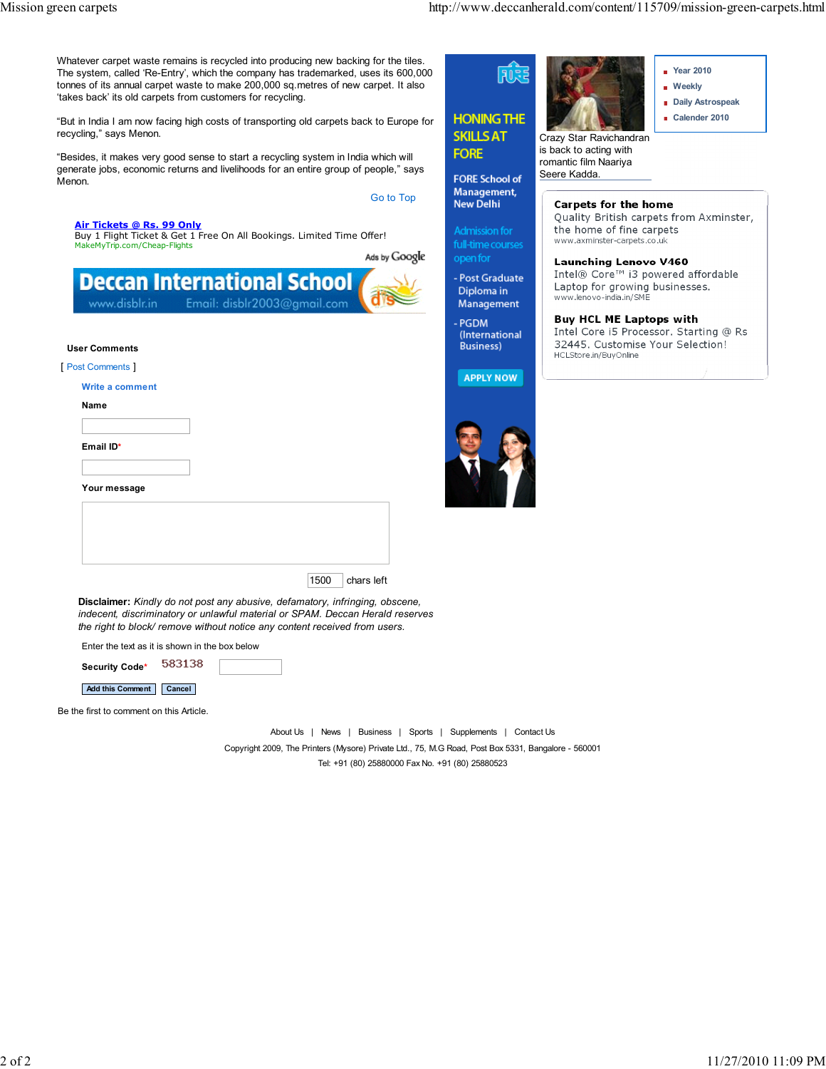Whatever carpet waste remains is recycled into producing new backing for the tiles. The system, called 'Re-Entry', which the company has trademarked, uses its 600,000 tonnes of its annual carpet waste to make 200,000 sq.metres of new carpet. It also 'takes back' its old carpets from customers for recycling.

"But in India I am now facing high costs of transporting old carpets back to Europe for recycling," says Menon.

"Besides, it makes very good sense to start a recycling system in India which will generate jobs, economic returns and livelihoods for an entire group of people," says Menon.

Go to Top

**Air Tickets @ Rs. 99 Only**
Buy 1 Flight Ticket & Get 1 Free On All Bookings. Limited Time Offer!
MakeMyTrip.com/Cheap-Flights

Ads by Google

Deccan International School
www.disblr.in Email: disblr2003@gmail.com

HONING THE SKILLS AT FORE

FORE School of Management, New Delhi

Admission for full-time courses open for

- Post Graduate Diploma in Management
- PGDM (International Business)

APPLY NOW

Crazy Star Ravichandran is back to acting with romantic film Naariya Seere Kadda.

- Year 2010
- Weekly
- Daily Astrospeak
- Calender 2010

**Carpets for the home**
Quality British carpets from Axminster, the home of fine carpets
www.axminster-carpets.co.uk

**Launching Lenovo V460**
Intel® Core™ i3 powered affordable Laptop for growing businesses.
www.lenovo-india.in/SME

**Buy HCL ME Laptops with**
Intel Core i5 Processor. Starting @ Rs 32445. Customise Your Selection!
HCLStore.in/BuyOnline

**User Comments**

[ Post Comments ]

**Write a comment**

**Name**

**Email ID***

**Your message**

1500 chars left

**Disclaimer:** *Kindly do not post any abusive, defamatory, infringing, obscene, indecent, discriminatory or unlawful material or SPAM. Deccan Herald reserves the right to block/ remove without notice any content received from users.*

Enter the text as it is shown in the box below

**Security Code*** 583138

Add this Comment | Cancel

Be the first to comment on this Article.

About Us | News | Business | Sports | Supplements | Contact Us

Copyright 2009, The Printers (Mysore) Private Ltd., 75, M.G Road, Post Box 5331, Bangalore - 560001

Tel: +91 (80) 25880000 Fax No. +91 (80) 25880523